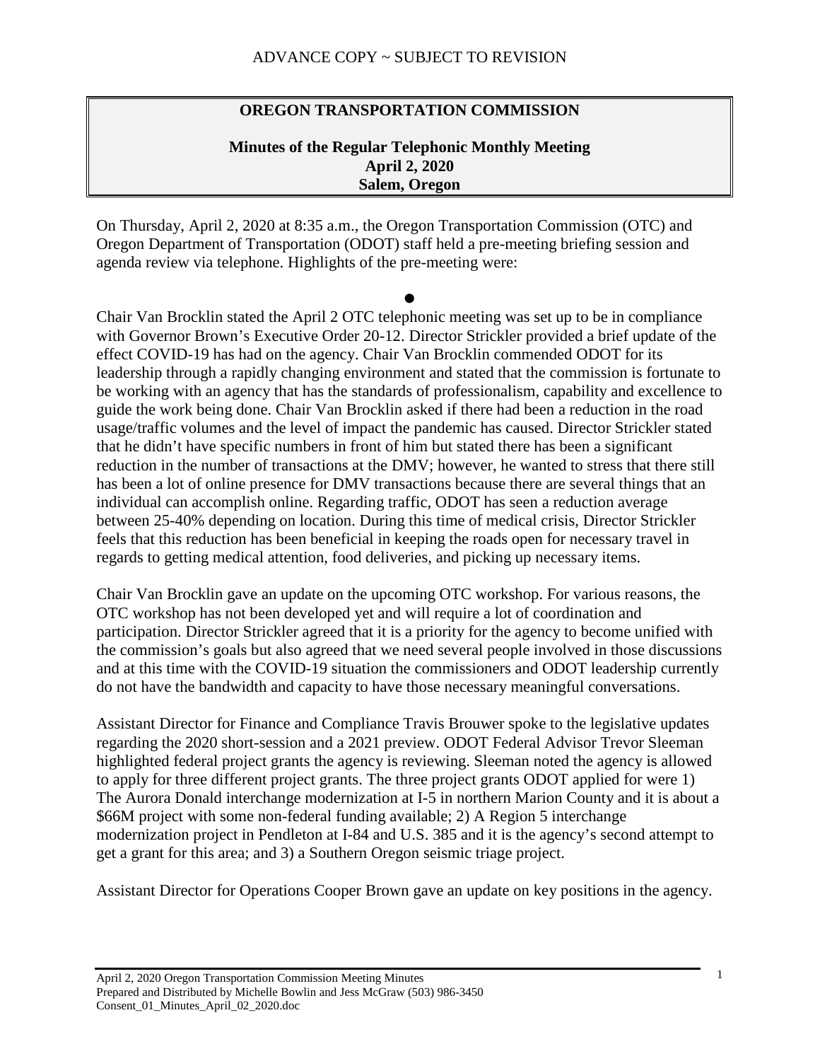ADVANCE COPY ~ SUBJECT TO REVISION

# OREGON TRANSPORTATION COMMISSION

## Minutes of the Regular Telephonic Monthly Meeting
## April 2, 2020
## Salem, Oregon

On Thursday, April 2, 2020 at 8:35 a.m., the Oregon Transportation Commission (OTC) and Oregon Department of Transportation (ODOT) staff held a pre-meeting briefing session and agenda review via telephone. Highlights of the pre-meeting were:

●

Chair Van Brocklin stated the April 2 OTC telephonic meeting was set up to be in compliance with Governor Brown's Executive Order 20-12. Director Strickler provided a brief update of the effect COVID-19 has had on the agency. Chair Van Brocklin commended ODOT for its leadership through a rapidly changing environment and stated that the commission is fortunate to be working with an agency that has the standards of professionalism, capability and excellence to guide the work being done. Chair Van Brocklin asked if there had been a reduction in the road usage/traffic volumes and the level of impact the pandemic has caused. Director Strickler stated that he didn't have specific numbers in front of him but stated there has been a significant reduction in the number of transactions at the DMV; however, he wanted to stress that there still has been a lot of online presence for DMV transactions because there are several things that an individual can accomplish online. Regarding traffic, ODOT has seen a reduction average between 25-40% depending on location. During this time of medical crisis, Director Strickler feels that this reduction has been beneficial in keeping the roads open for necessary travel in regards to getting medical attention, food deliveries, and picking up necessary items.

Chair Van Brocklin gave an update on the upcoming OTC workshop. For various reasons, the OTC workshop has not been developed yet and will require a lot of coordination and participation. Director Strickler agreed that it is a priority for the agency to become unified with the commission's goals but also agreed that we need several people involved in those discussions and at this time with the COVID-19 situation the commissioners and ODOT leadership currently do not have the bandwidth and capacity to have those necessary meaningful conversations.

Assistant Director for Finance and Compliance Travis Brouwer spoke to the legislative updates regarding the 2020 short-session and a 2021 preview. ODOT Federal Advisor Trevor Sleeman highlighted federal project grants the agency is reviewing. Sleeman noted the agency is allowed to apply for three different project grants. The three project grants ODOT applied for were 1) The Aurora Donald interchange modernization at I-5 in northern Marion County and it is about a $66M project with some non-federal funding available; 2) A Region 5 interchange modernization project in Pendleton at I-84 and U.S. 385 and it is the agency's second attempt to get a grant for this area; and 3) a Southern Oregon seismic triage project.

Assistant Director for Operations Cooper Brown gave an update on key positions in the agency.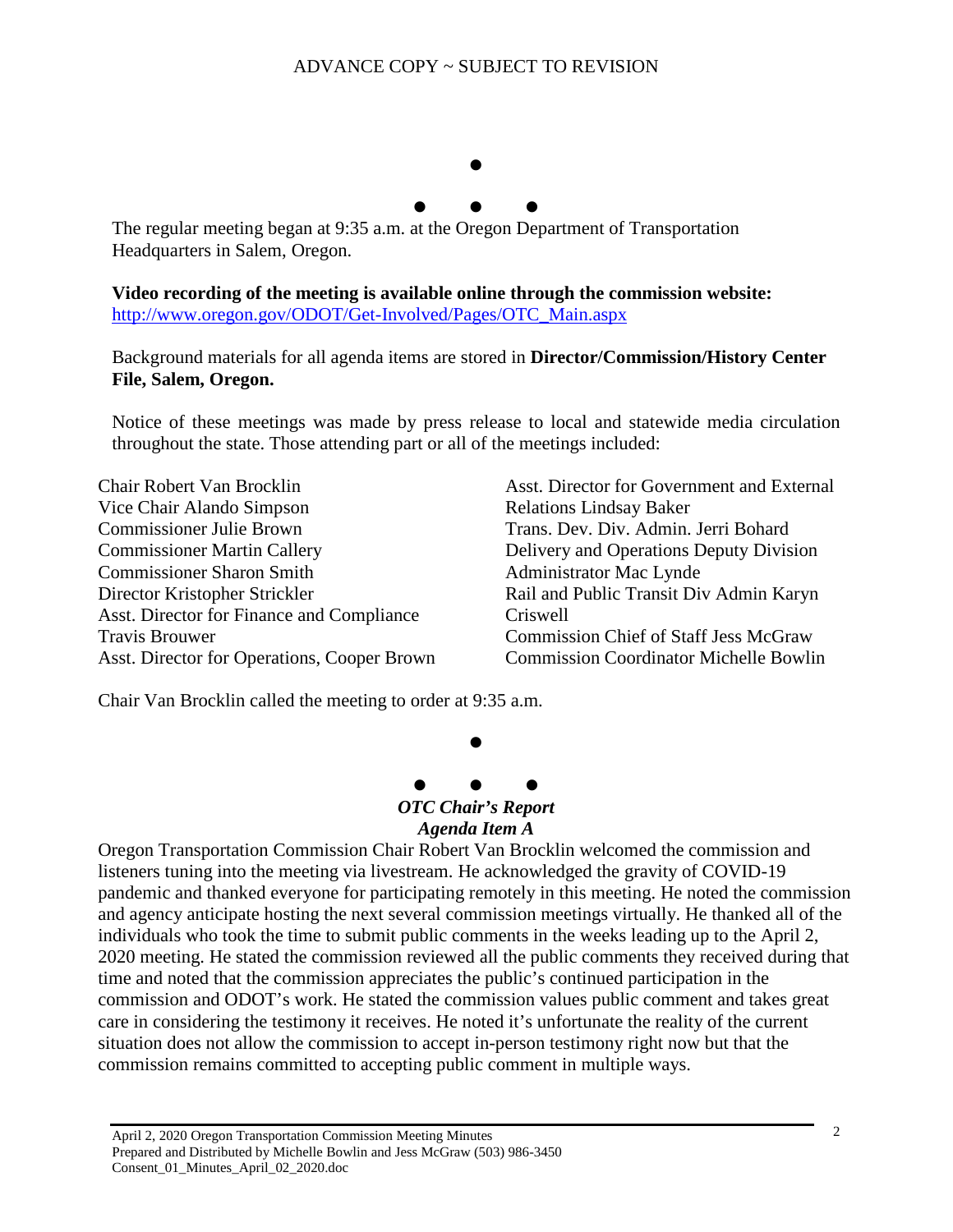ADVANCE COPY ~ SUBJECT TO REVISION

●

● ● ●

The regular meeting began at 9:35 a.m. at the Oregon Department of Transportation Headquarters in Salem, Oregon.

**Video recording of the meeting is available online through the commission website:** [http://www.oregon.gov/ODOT/Get-Involved/Pages/OTC_Main.aspx](http://www.oregon.gov/ODOT/Get-Involved/Pages/OTC_Main.aspx)

Background materials for all agenda items are stored in **Director/Commission/History Center File, Salem, Oregon.**

Notice of these meetings was made by press release to local and statewide media circulation throughout the state. Those attending part or all of the meetings included:

Chair Robert Van Brocklin
Vice Chair Alando Simpson
Commissioner Julie Brown
Commissioner Martin Callery
Commissioner Sharon Smith
Director Kristopher Strickler
Asst. Director for Finance and Compliance Travis Brouwer
Asst. Director for Operations, Cooper Brown
Asst. Director for Government and External Relations Lindsay Baker
Trans. Dev. Div. Admin. Jerri Bohard
Delivery and Operations Deputy Division Administrator Mac Lynde
Rail and Public Transit Div Admin Karyn Criswell
Commission Chief of Staff Jess McGraw
Commission Coordinator Michelle Bowlin

Chair Van Brocklin called the meeting to order at 9:35 a.m.

●

● ● ●

***OTC Chair's Report***
***Agenda Item A***

Oregon Transportation Commission Chair Robert Van Brocklin welcomed the commission and listeners tuning into the meeting via livestream. He acknowledged the gravity of COVID-19 pandemic and thanked everyone for participating remotely in this meeting. He noted the commission and agency anticipate hosting the next several commission meetings virtually. He thanked all of the individuals who took the time to submit public comments in the weeks leading up to the April 2, 2020 meeting. He stated the commission reviewed all the public comments they received during that time and noted that the commission appreciates the public's continued participation in the commission and ODOT's work. He stated the commission values public comment and takes great care in considering the testimony it receives. He noted it's unfortunate the reality of the current situation does not allow the commission to accept in-person testimony right now but that the commission remains committed to accepting public comment in multiple ways.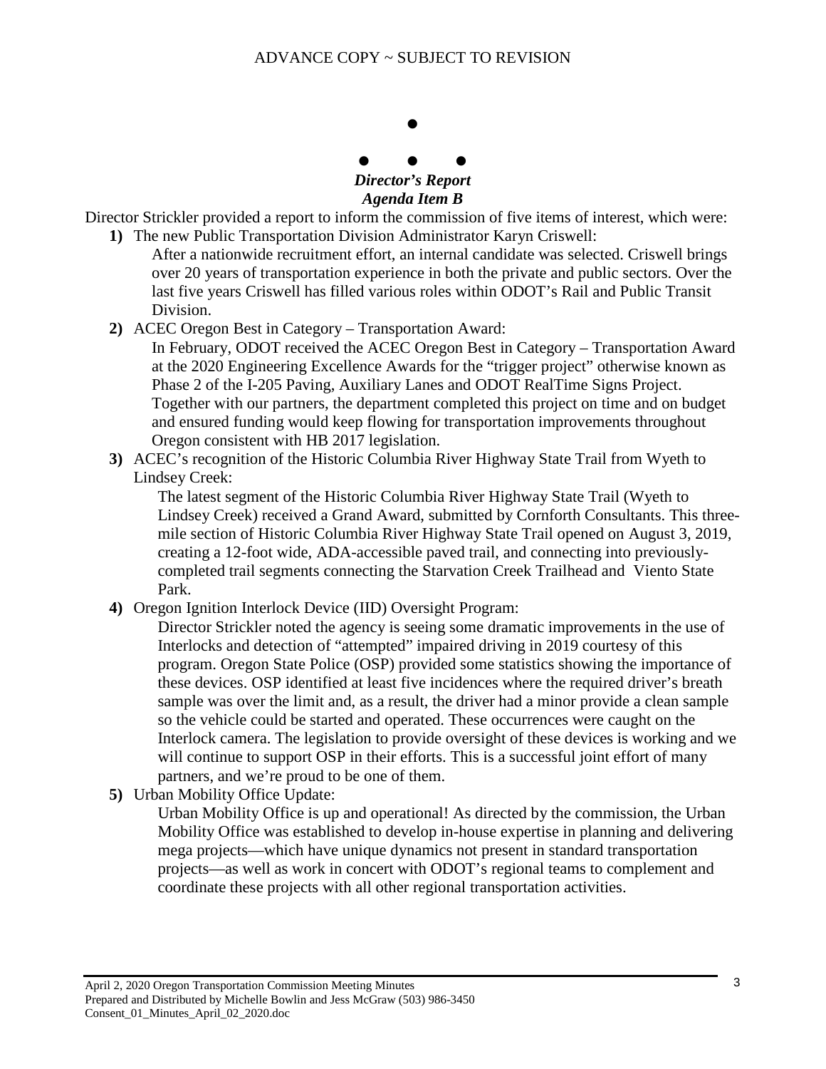ADVANCE COPY ~ SUBJECT TO REVISION

●

● ● ●

***Director's Report***
***Agenda Item B***

Director Strickler provided a report to inform the commission of five items of interest, which were:

1) The new Public Transportation Division Administrator Karyn Criswell:
   After a nationwide recruitment effort, an internal candidate was selected. Criswell brings over 20 years of transportation experience in both the private and public sectors. Over the last five years Criswell has filled various roles within ODOT's Rail and Public Transit Division.

2) ACEC Oregon Best in Category – Transportation Award:
   In February, ODOT received the ACEC Oregon Best in Category – Transportation Award at the 2020 Engineering Excellence Awards for the "trigger project" otherwise known as Phase 2 of the I-205 Paving, Auxiliary Lanes and ODOT RealTime Signs Project. Together with our partners, the department completed this project on time and on budget and ensured funding would keep flowing for transportation improvements throughout Oregon consistent with HB 2017 legislation.

3) ACEC's recognition of the Historic Columbia River Highway State Trail from Wyeth to Lindsey Creek:
   The latest segment of the Historic Columbia River Highway State Trail (Wyeth to Lindsey Creek) received a Grand Award, submitted by Cornforth Consultants. This three-mile section of Historic Columbia River Highway State Trail opened on August 3, 2019, creating a 12-foot wide, ADA-accessible paved trail, and connecting into previously-completed trail segments connecting the Starvation Creek Trailhead and Viento State Park.

4) Oregon Ignition Interlock Device (IID) Oversight Program:
   Director Strickler noted the agency is seeing some dramatic improvements in the use of Interlocks and detection of "attempted" impaired driving in 2019 courtesy of this program. Oregon State Police (OSP) provided some statistics showing the importance of these devices. OSP identified at least five incidences where the required driver's breath sample was over the limit and, as a result, the driver had a minor provide a clean sample so the vehicle could be started and operated. These occurrences were caught on the Interlock camera. The legislation to provide oversight of these devices is working and we will continue to support OSP in their efforts. This is a successful joint effort of many partners, and we're proud to be one of them.

5) Urban Mobility Office Update:
   Urban Mobility Office is up and operational! As directed by the commission, the Urban Mobility Office was established to develop in-house expertise in planning and delivering mega projects—which have unique dynamics not present in standard transportation projects—as well as work in concert with ODOT's regional teams to complement and coordinate these projects with all other regional transportation activities.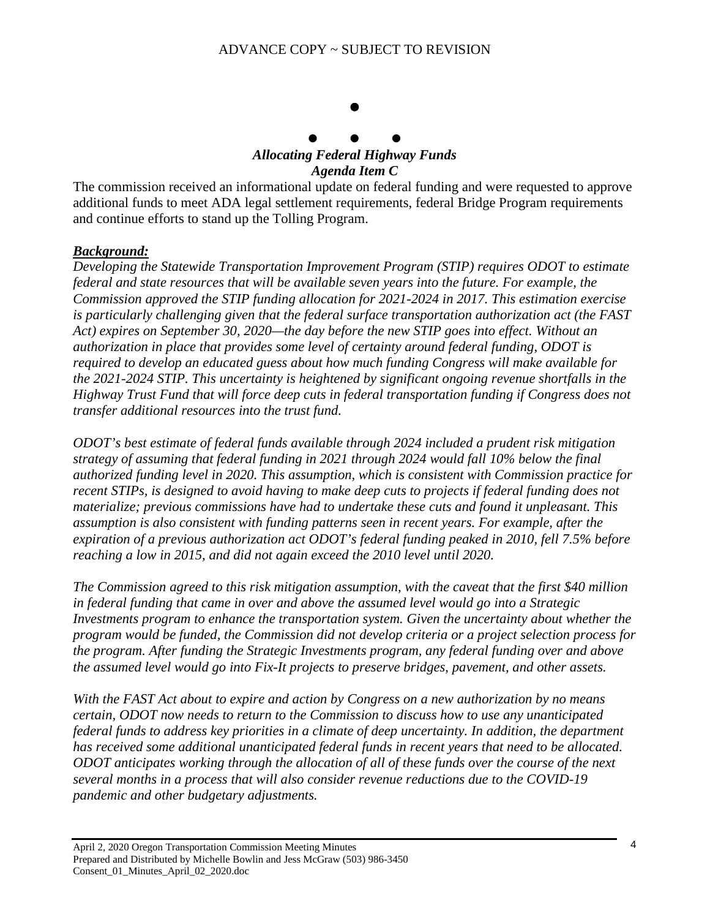### *Allocating Federal Highway Funds*
### *Agenda Item C*

The commission received an informational update on federal funding and were requested to approve additional funds to meet ADA legal settlement requirements, federal Bridge Program requirements and continue efforts to stand up the Tolling Program.

***Background:***

*Developing the Statewide Transportation Improvement Program (STIP) requires ODOT to estimate federal and state resources that will be available seven years into the future. For example, the Commission approved the STIP funding allocation for 2021-2024 in 2017. This estimation exercise is particularly challenging given that the federal surface transportation authorization act (the FAST Act) expires on September 30, 2020—the day before the new STIP goes into effect. Without an authorization in place that provides some level of certainty around federal funding, ODOT is required to develop an educated guess about how much funding Congress will make available for the 2021-2024 STIP. This uncertainty is heightened by significant ongoing revenue shortfalls in the Highway Trust Fund that will force deep cuts in federal transportation funding if Congress does not transfer additional resources into the trust fund.*

*ODOT's best estimate of federal funds available through 2024 included a prudent risk mitigation strategy of assuming that federal funding in 2021 through 2024 would fall 10% below the final authorized funding level in 2020. This assumption, which is consistent with Commission practice for recent STIPs, is designed to avoid having to make deep cuts to projects if federal funding does not materialize; previous commissions have had to undertake these cuts and found it unpleasant. This assumption is also consistent with funding patterns seen in recent years. For example, after the expiration of a previous authorization act ODOT's federal funding peaked in 2010, fell 7.5% before reaching a low in 2015, and did not again exceed the 2010 level until 2020.*

*The Commission agreed to this risk mitigation assumption, with the caveat that the first $40 million in federal funding that came in over and above the assumed level would go into a Strategic Investments program to enhance the transportation system. Given the uncertainty about whether the program would be funded, the Commission did not develop criteria or a project selection process for the program. After funding the Strategic Investments program, any federal funding over and above the assumed level would go into Fix-It projects to preserve bridges, pavement, and other assets.*

*With the FAST Act about to expire and action by Congress on a new authorization by no means certain, ODOT now needs to return to the Commission to discuss how to use any unanticipated federal funds to address key priorities in a climate of deep uncertainty. In addition, the department has received some additional unanticipated federal funds in recent years that need to be allocated. ODOT anticipates working through the allocation of all of these funds over the course of the next several months in a process that will also consider revenue reductions due to the COVID-19 pandemic and other budgetary adjustments.*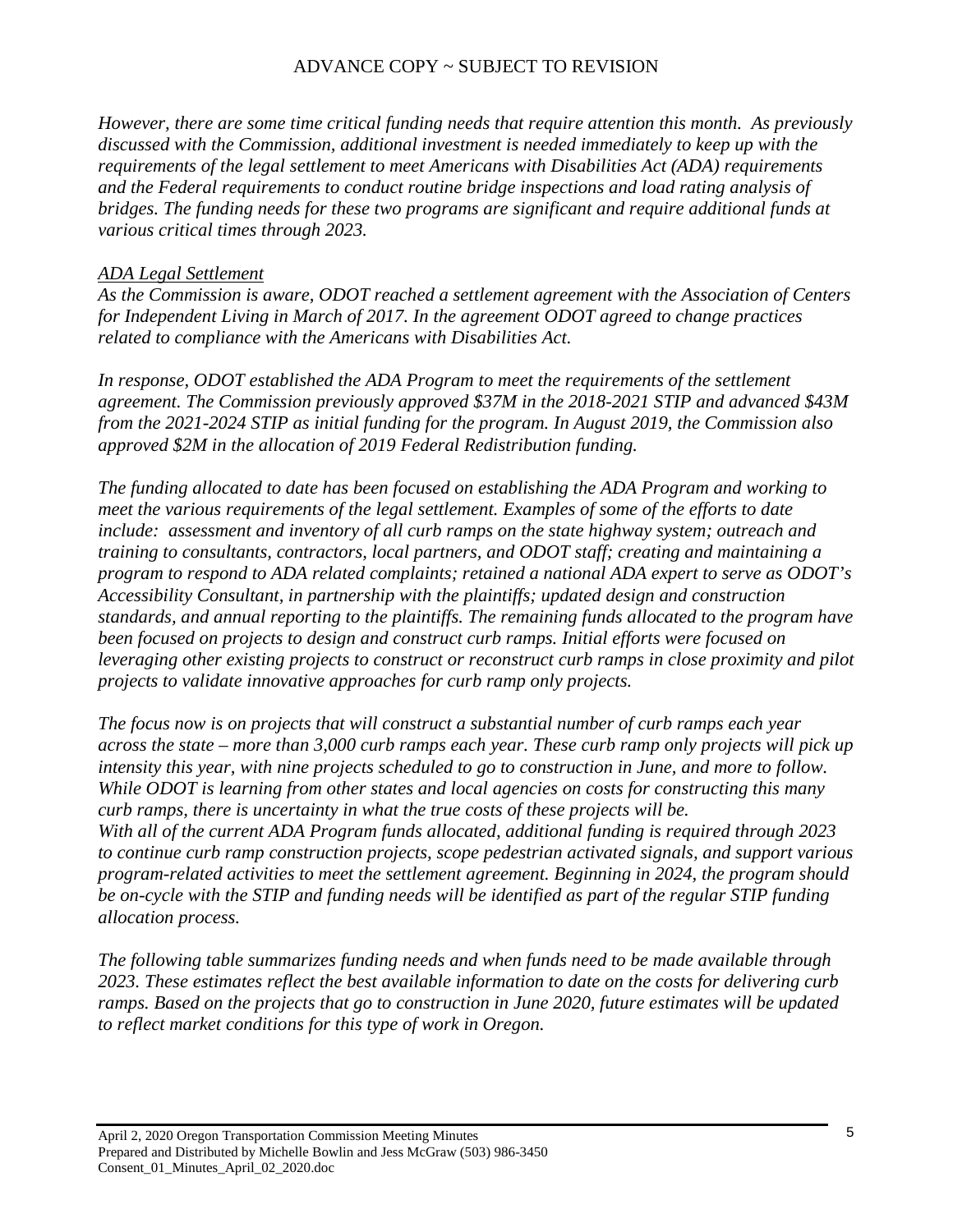*However, there are some time critical funding needs that require attention this month. As previously discussed with the Commission, additional investment is needed immediately to keep up with the requirements of the legal settlement to meet Americans with Disabilities Act (ADA) requirements and the Federal requirements to conduct routine bridge inspections and load rating analysis of bridges. The funding needs for these two programs are significant and require additional funds at various critical times through 2023.*

*<u>ADA Legal Settlement</u>*
*As the Commission is aware, ODOT reached a settlement agreement with the Association of Centers for Independent Living in March of 2017. In the agreement ODOT agreed to change practices related to compliance with the Americans with Disabilities Act.*

*In response, ODOT established the ADA Program to meet the requirements of the settlement agreement. The Commission previously approved $37M in the 2018-2021 STIP and advanced $43M from the 2021-2024 STIP as initial funding for the program. In August 2019, the Commission also approved $2M in the allocation of 2019 Federal Redistribution funding.*

*The funding allocated to date has been focused on establishing the ADA Program and working to meet the various requirements of the legal settlement. Examples of some of the efforts to date include: assessment and inventory of all curb ramps on the state highway system; outreach and training to consultants, contractors, local partners, and ODOT staff; creating and maintaining a program to respond to ADA related complaints; retained a national ADA expert to serve as ODOT's Accessibility Consultant, in partnership with the plaintiffs; updated design and construction standards, and annual reporting to the plaintiffs. The remaining funds allocated to the program have been focused on projects to design and construct curb ramps. Initial efforts were focused on leveraging other existing projects to construct or reconstruct curb ramps in close proximity and pilot projects to validate innovative approaches for curb ramp only projects.*

*The focus now is on projects that will construct a substantial number of curb ramps each year across the state – more than 3,000 curb ramps each year. These curb ramp only projects will pick up intensity this year, with nine projects scheduled to go to construction in June, and more to follow. While ODOT is learning from other states and local agencies on costs for constructing this many curb ramps, there is uncertainty in what the true costs of these projects will be.*
*With all of the current ADA Program funds allocated, additional funding is required through 2023 to continue curb ramp construction projects, scope pedestrian activated signals, and support various program-related activities to meet the settlement agreement. Beginning in 2024, the program should be on-cycle with the STIP and funding needs will be identified as part of the regular STIP funding allocation process.*

*The following table summarizes funding needs and when funds need to be made available through 2023. These estimates reflect the best available information to date on the costs for delivering curb ramps. Based on the projects that go to construction in June 2020, future estimates will be updated to reflect market conditions for this type of work in Oregon.*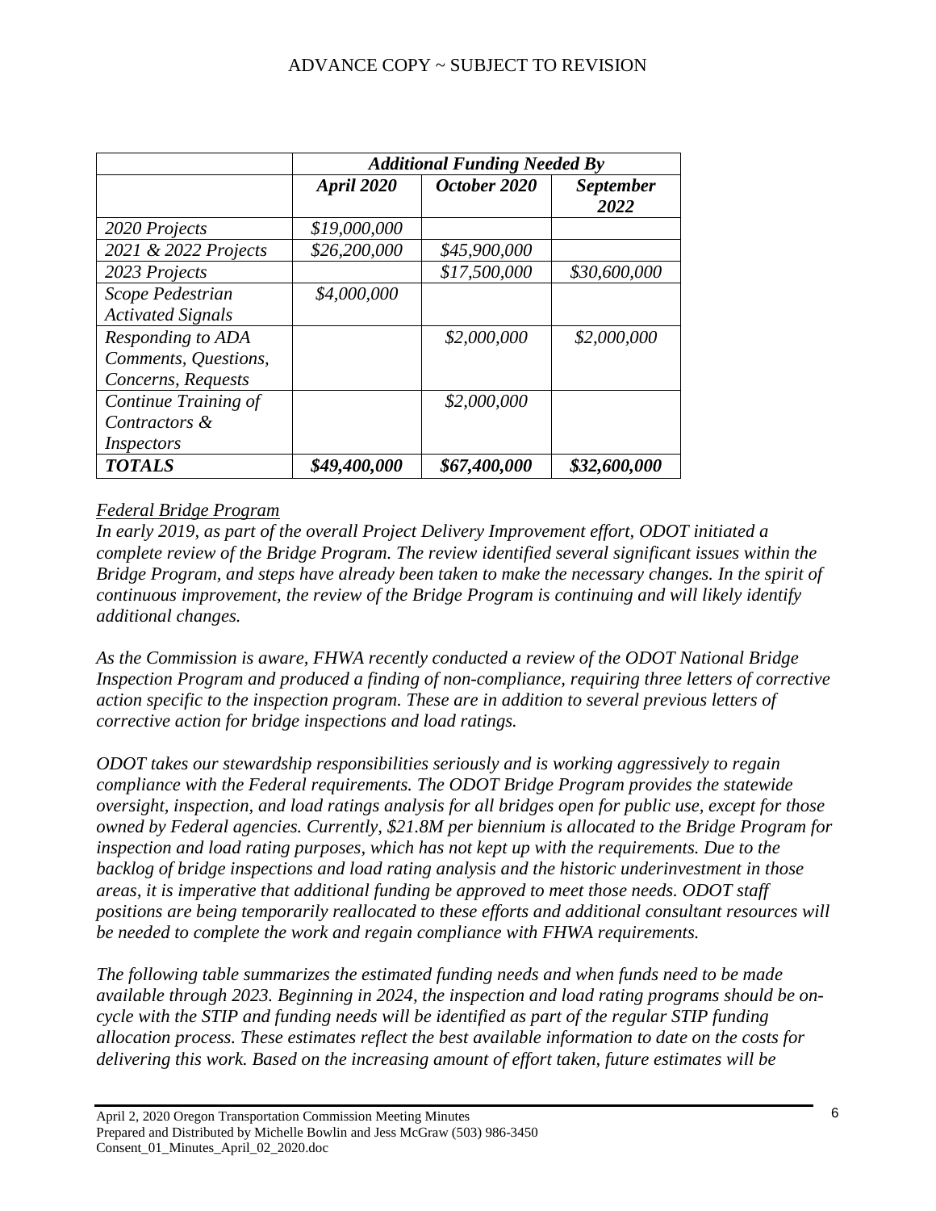ADVANCE COPY ~ SUBJECT TO REVISION

| | ***Additional Funding Needed By*** | | |
|---|---|---|---|
| | ***April 2020*** | ***October 2020*** | ***September 2022*** |
| *2020 Projects* | *$19,000,000* | | |
| *2021 & 2022 Projects* | *$26,200,000* | *$45,900,000* | |
| *2023 Projects* | | *$17,500,000* | *$30,600,000* |
| *Scope Pedestrian Activated Signals* | *$4,000,000* | | |
| *Responding to ADA Comments, Questions, Concerns, Requests* | | *$2,000,000* | *$2,000,000* |
| *Continue Training of Contractors & Inspectors* | | *$2,000,000* | |
| ***TOTALS*** | ***$49,400,000*** | ***$67,400,000*** | ***$32,600,000*** |

*Federal Bridge Program*

*In early 2019, as part of the overall Project Delivery Improvement effort, ODOT initiated a complete review of the Bridge Program. The review identified several significant issues within the Bridge Program, and steps have already been taken to make the necessary changes. In the spirit of continuous improvement, the review of the Bridge Program is continuing and will likely identify additional changes.*

*As the Commission is aware, FHWA recently conducted a review of the ODOT National Bridge Inspection Program and produced a finding of non-compliance, requiring three letters of corrective action specific to the inspection program. These are in addition to several previous letters of corrective action for bridge inspections and load ratings.*

*ODOT takes our stewardship responsibilities seriously and is working aggressively to regain compliance with the Federal requirements. The ODOT Bridge Program provides the statewide oversight, inspection, and load ratings analysis for all bridges open for public use, except for those owned by Federal agencies. Currently, $21.8M per biennium is allocated to the Bridge Program for inspection and load rating purposes, which has not kept up with the requirements. Due to the backlog of bridge inspections and load rating analysis and the historic underinvestment in those areas, it is imperative that additional funding be approved to meet those needs. ODOT staff positions are being temporarily reallocated to these efforts and additional consultant resources will be needed to complete the work and regain compliance with FHWA requirements.*

*The following table summarizes the estimated funding needs and when funds need to be made available through 2023. Beginning in 2024, the inspection and load rating programs should be on-cycle with the STIP and funding needs will be identified as part of the regular STIP funding allocation process. These estimates reflect the best available information to date on the costs for delivering this work. Based on the increasing amount of effort taken, future estimates will be*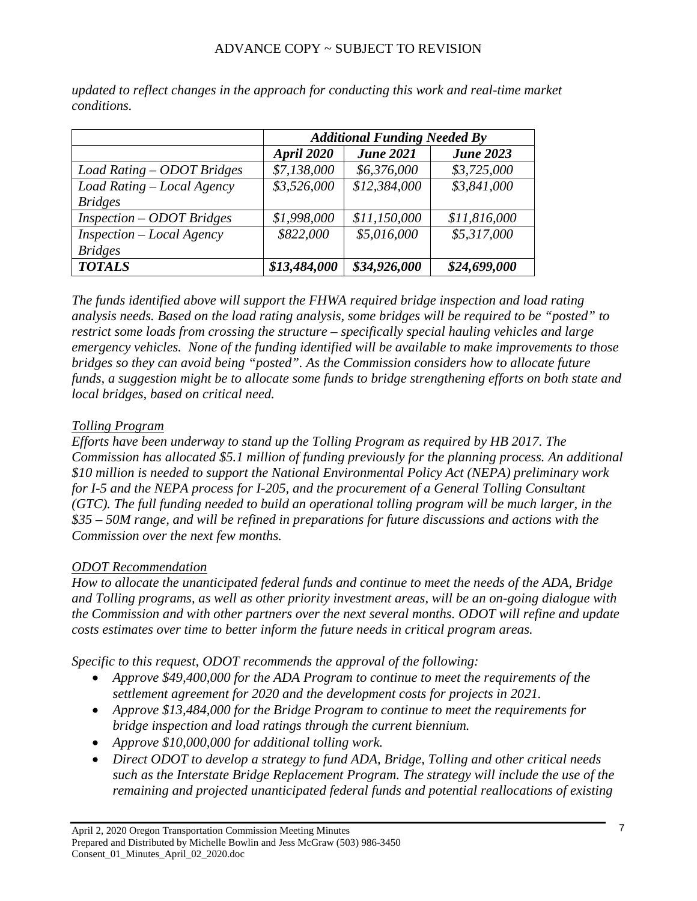*updated to reflect changes in the approach for conducting this work and real-time market conditions.*

| | ***Additional Funding Needed By*** | | |
|---|---|---|---|
| | ***April 2020*** | ***June 2021*** | ***June 2023*** |
| *Load Rating – ODOT Bridges* | *$7,138,000* | *$6,376,000* | *$3,725,000* |
| *Load Rating – Local Agency Bridges* | *$3,526,000* | *$12,384,000* | *$3,841,000* |
| *Inspection – ODOT Bridges* | *$1,998,000* | *$11,150,000* | *$11,816,000* |
| *Inspection – Local Agency Bridges* | *$822,000* | *$5,016,000* | *$5,317,000* |
| ***TOTALS*** | ***$13,484,000*** | ***$34,926,000*** | ***$24,699,000*** |

*The funds identified above will support the FHWA required bridge inspection and load rating analysis needs. Based on the load rating analysis, some bridges will be required to be "posted" to restrict some loads from crossing the structure – specifically special hauling vehicles and large emergency vehicles. None of the funding identified will be available to make improvements to those bridges so they can avoid being "posted". As the Commission considers how to allocate future funds, a suggestion might be to allocate some funds to bridge strengthening efforts on both state and local bridges, based on critical need.*

*Tolling Program*

*Efforts have been underway to stand up the Tolling Program as required by HB 2017. The Commission has allocated $5.1 million of funding previously for the planning process. An additional $10 million is needed to support the National Environmental Policy Act (NEPA) preliminary work for I-5 and the NEPA process for I-205, and the procurement of a General Tolling Consultant (GTC). The full funding needed to build an operational tolling program will be much larger, in the $35 – 50M range, and will be refined in preparations for future discussions and actions with the Commission over the next few months.*

*ODOT Recommendation*

*How to allocate the unanticipated federal funds and continue to meet the needs of the ADA, Bridge and Tolling programs, as well as other priority investment areas, will be an on-going dialogue with the Commission and with other partners over the next several months. ODOT will refine and update costs estimates over time to better inform the future needs in critical program areas.*

*Specific to this request, ODOT recommends the approval of the following:*

- *Approve $49,400,000 for the ADA Program to continue to meet the requirements of the settlement agreement for 2020 and the development costs for projects in 2021.*
- *Approve $13,484,000 for the Bridge Program to continue to meet the requirements for bridge inspection and load ratings through the current biennium.*
- *Approve $10,000,000 for additional tolling work.*
- *Direct ODOT to develop a strategy to fund ADA, Bridge, Tolling and other critical needs such as the Interstate Bridge Replacement Program. The strategy will include the use of the remaining and projected unanticipated federal funds and potential reallocations of existing*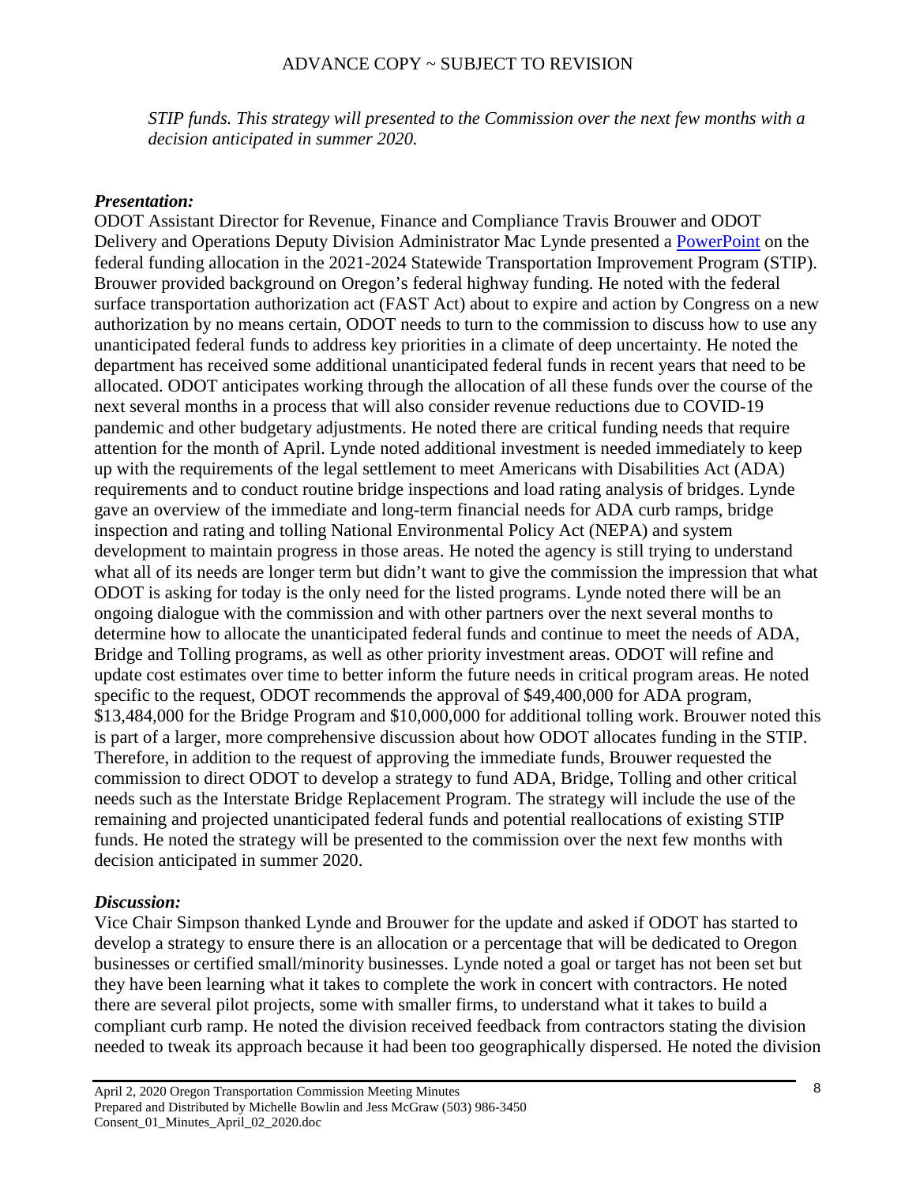*STIP funds. This strategy will presented to the Commission over the next few months with a decision anticipated in summer 2020.*

***Presentation:***

ODOT Assistant Director for Revenue, Finance and Compliance Travis Brouwer and ODOT Delivery and Operations Deputy Division Administrator Mac Lynde presented a PowerPoint on the federal funding allocation in the 2021-2024 Statewide Transportation Improvement Program (STIP). Brouwer provided background on Oregon's federal highway funding. He noted with the federal surface transportation authorization act (FAST Act) about to expire and action by Congress on a new authorization by no means certain, ODOT needs to turn to the commission to discuss how to use any unanticipated federal funds to address key priorities in a climate of deep uncertainty. He noted the department has received some additional unanticipated federal funds in recent years that need to be allocated. ODOT anticipates working through the allocation of all these funds over the course of the next several months in a process that will also consider revenue reductions due to COVID-19 pandemic and other budgetary adjustments. He noted there are critical funding needs that require attention for the month of April. Lynde noted additional investment is needed immediately to keep up with the requirements of the legal settlement to meet Americans with Disabilities Act (ADA) requirements and to conduct routine bridge inspections and load rating analysis of bridges. Lynde gave an overview of the immediate and long-term financial needs for ADA curb ramps, bridge inspection and rating and tolling National Environmental Policy Act (NEPA) and system development to maintain progress in those areas. He noted the agency is still trying to understand what all of its needs are longer term but didn't want to give the commission the impression that what ODOT is asking for today is the only need for the listed programs. Lynde noted there will be an ongoing dialogue with the commission and with other partners over the next several months to determine how to allocate the unanticipated federal funds and continue to meet the needs of ADA, Bridge and Tolling programs, as well as other priority investment areas. ODOT will refine and update cost estimates over time to better inform the future needs in critical program areas. He noted specific to the request, ODOT recommends the approval of $49,400,000 for ADA program, $13,484,000 for the Bridge Program and $10,000,000 for additional tolling work. Brouwer noted this is part of a larger, more comprehensive discussion about how ODOT allocates funding in the STIP. Therefore, in addition to the request of approving the immediate funds, Brouwer requested the commission to direct ODOT to develop a strategy to fund ADA, Bridge, Tolling and other critical needs such as the Interstate Bridge Replacement Program. The strategy will include the use of the remaining and projected unanticipated federal funds and potential reallocations of existing STIP funds. He noted the strategy will be presented to the commission over the next few months with decision anticipated in summer 2020.

***Discussion:***

Vice Chair Simpson thanked Lynde and Brouwer for the update and asked if ODOT has started to develop a strategy to ensure there is an allocation or a percentage that will be dedicated to Oregon businesses or certified small/minority businesses. Lynde noted a goal or target has not been set but they have been learning what it takes to complete the work in concert with contractors. He noted there are several pilot projects, some with smaller firms, to understand what it takes to build a compliant curb ramp. He noted the division received feedback from contractors stating the division needed to tweak its approach because it had been too geographically dispersed. He noted the division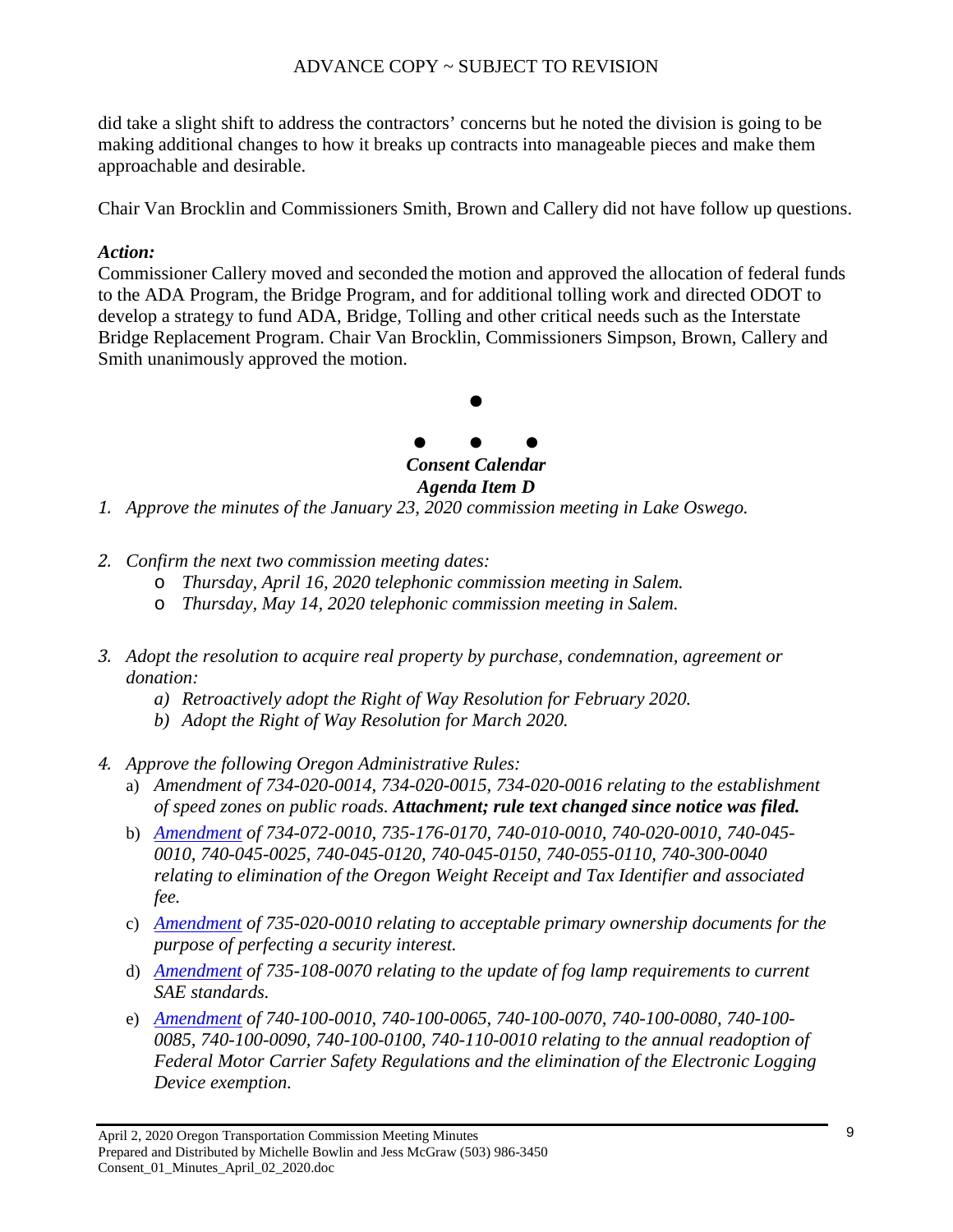did take a slight shift to address the contractors' concerns but he noted the division is going to be making additional changes to how it breaks up contracts into manageable pieces and make them approachable and desirable.

Chair Van Brocklin and Commissioners Smith, Brown and Callery did not have follow up questions.

***Action:***

Commissioner Callery moved and seconded the motion and approved the allocation of federal funds to the ADA Program, the Bridge Program, and for additional tolling work and directed ODOT to develop a strategy to fund ADA, Bridge, Tolling and other critical needs such as the Interstate Bridge Replacement Program. Chair Van Brocklin, Commissioners Simpson, Brown, Callery and Smith unanimously approved the motion.

●

● ● ●

***Consent Calendar***
***Agenda Item D***

1. *Approve the minutes of the January 23, 2020 commission meeting in Lake Oswego.*

2. *Confirm the next two commission meeting dates:*
   - *Thursday, April 16, 2020 telephonic commission meeting in Salem.*
   - *Thursday, May 14, 2020 telephonic commission meeting in Salem.*

3. *Adopt the resolution to acquire real property by purchase, condemnation, agreement or donation:*
   a) *Retroactively adopt the Right of Way Resolution for February 2020.*
   b) *Adopt the Right of Way Resolution for March 2020.*

4. *Approve the following Oregon Administrative Rules:*
   a) *Amendment of 734-020-0014, 734-020-0015, 734-020-0016 relating to the establishment of speed zones on public roads.* ***Attachment; rule text changed since notice was filed.***
   b) *Amendment of 734-072-0010, 735-176-0170, 740-010-0010, 740-020-0010, 740-045-0010, 740-045-0025, 740-045-0120, 740-045-0150, 740-055-0110, 740-300-0040 relating to elimination of the Oregon Weight Receipt and Tax Identifier and associated fee.*
   c) *Amendment of 735-020-0010 relating to acceptable primary ownership documents for the purpose of perfecting a security interest.*
   d) *Amendment of 735-108-0070 relating to the update of fog lamp requirements to current SAE standards.*
   e) *Amendment of 740-100-0010, 740-100-0065, 740-100-0070, 740-100-0080, 740-100-0085, 740-100-0090, 740-100-0100, 740-110-0010 relating to the annual readoption of Federal Motor Carrier Safety Regulations and the elimination of the Electronic Logging Device exemption.*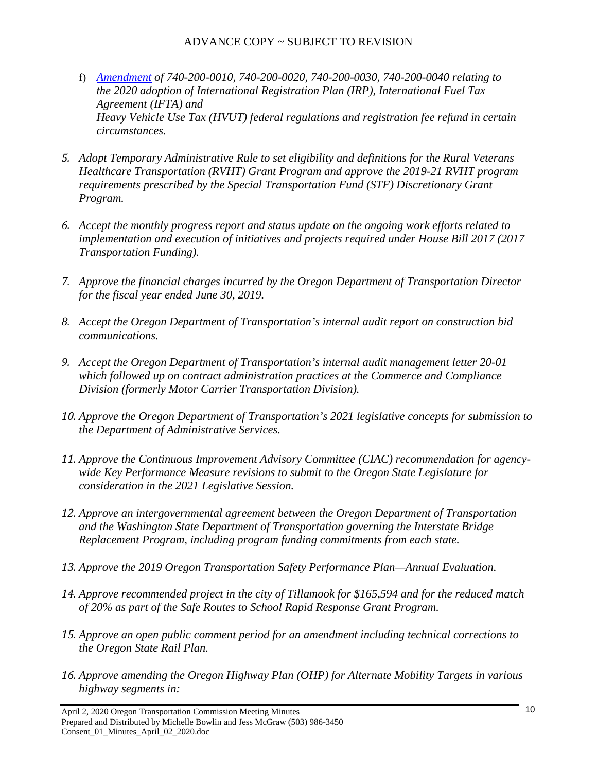f) *[Amendment](#) of 740-200-0010, 740-200-0020, 740-200-0030, 740-200-0040 relating to the 2020 adoption of International Registration Plan (IRP), International Fuel Tax Agreement (IFTA) and Heavy Vehicle Use Tax (HVUT) federal regulations and registration fee refund in certain circumstances.*

5. *Adopt Temporary Administrative Rule to set eligibility and definitions for the Rural Veterans Healthcare Transportation (RVHT) Grant Program and approve the 2019-21 RVHT program requirements prescribed by the Special Transportation Fund (STF) Discretionary Grant Program.*

6. *Accept the monthly progress report and status update on the ongoing work efforts related to implementation and execution of initiatives and projects required under House Bill 2017 (2017 Transportation Funding).*

7. *Approve the financial charges incurred by the Oregon Department of Transportation Director for the fiscal year ended June 30, 2019.*

8. *Accept the Oregon Department of Transportation's internal audit report on construction bid communications.*

9. *Accept the Oregon Department of Transportation's internal audit management letter 20-01 which followed up on contract administration practices at the Commerce and Compliance Division (formerly Motor Carrier Transportation Division).*

10. *Approve the Oregon Department of Transportation's 2021 legislative concepts for submission to the Department of Administrative Services.*

11. *Approve the Continuous Improvement Advisory Committee (CIAC) recommendation for agency-wide Key Performance Measure revisions to submit to the Oregon State Legislature for consideration in the 2021 Legislative Session.*

12. *Approve an intergovernmental agreement between the Oregon Department of Transportation and the Washington State Department of Transportation governing the Interstate Bridge Replacement Program, including program funding commitments from each state.*

13. *Approve the 2019 Oregon Transportation Safety Performance Plan—Annual Evaluation.*

14. *Approve recommended project in the city of Tillamook for $165,594 and for the reduced match of 20% as part of the Safe Routes to School Rapid Response Grant Program.*

15. *Approve an open public comment period for an amendment including technical corrections to the Oregon State Rail Plan.*

16. *Approve amending the Oregon Highway Plan (OHP) for Alternate Mobility Targets in various highway segments in:*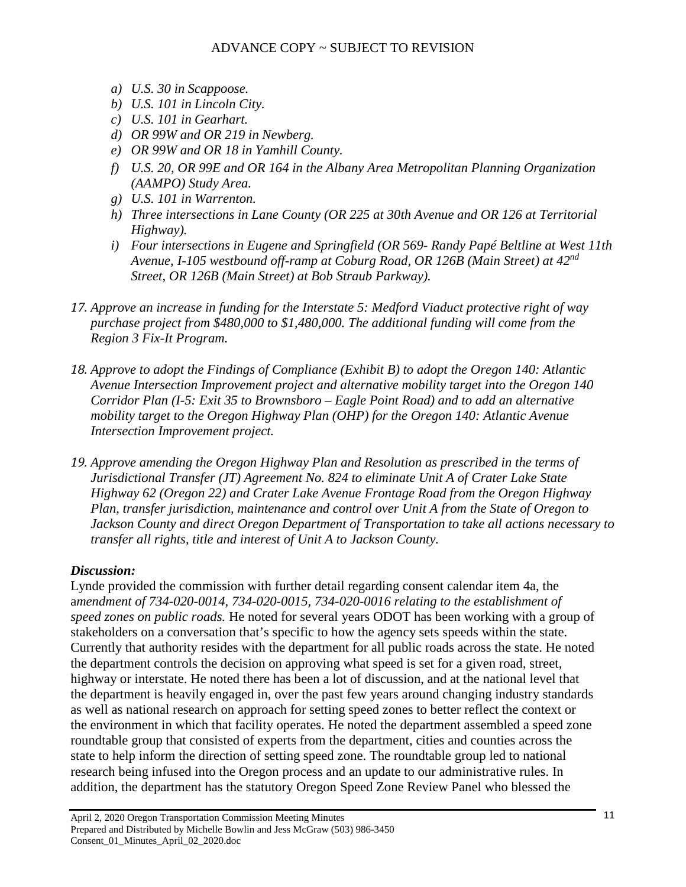*a) U.S. 30 in Scappoose.*
*b) U.S. 101 in Lincoln City.*
*c) U.S. 101 in Gearhart.*
*d) OR 99W and OR 219 in Newberg.*
*e) OR 99W and OR 18 in Yamhill County.*
*f) U.S. 20, OR 99E and OR 164 in the Albany Area Metropolitan Planning Organization (AAMPO) Study Area.*
*g) U.S. 101 in Warrenton.*
*h) Three intersections in Lane County (OR 225 at 30th Avenue and OR 126 at Territorial Highway).*
*i) Four intersections in Eugene and Springfield (OR 569- Randy Papé Beltline at West 11th Avenue, I-105 westbound off-ramp at Coburg Road, OR 126B (Main Street) at 42nd Street, OR 126B (Main Street) at Bob Straub Parkway).*

*17. Approve an increase in funding for the Interstate 5: Medford Viaduct protective right of way purchase project from $480,000 to $1,480,000. The additional funding will come from the Region 3 Fix-It Program.*

*18. Approve to adopt the Findings of Compliance (Exhibit B) to adopt the Oregon 140: Atlantic Avenue Intersection Improvement project and alternative mobility target into the Oregon 140 Corridor Plan (I-5: Exit 35 to Brownsboro – Eagle Point Road) and to add an alternative mobility target to the Oregon Highway Plan (OHP) for the Oregon 140: Atlantic Avenue Intersection Improvement project.*

*19. Approve amending the Oregon Highway Plan and Resolution as prescribed in the terms of Jurisdictional Transfer (JT) Agreement No. 824 to eliminate Unit A of Crater Lake State Highway 62 (Oregon 22) and Crater Lake Avenue Frontage Road from the Oregon Highway Plan, transfer jurisdiction, maintenance and control over Unit A from the State of Oregon to Jackson County and direct Oregon Department of Transportation to take all actions necessary to transfer all rights, title and interest of Unit A to Jackson County.*

***Discussion:***

Lynde provided the commission with further detail regarding consent calendar item 4a, the a*mendment of 734-020-0014, 734-020-0015, 734-020-0016 relating to the establishment of speed zones on public roads.* He noted for several years ODOT has been working with a group of stakeholders on a conversation that's specific to how the agency sets speeds within the state. Currently that authority resides with the department for all public roads across the state. He noted the department controls the decision on approving what speed is set for a given road, street, highway or interstate. He noted there has been a lot of discussion, and at the national level that the department is heavily engaged in, over the past few years around changing industry standards as well as national research on approach for setting speed zones to better reflect the context or the environment in which that facility operates. He noted the department assembled a speed zone roundtable group that consisted of experts from the department, cities and counties across the state to help inform the direction of setting speed zone. The roundtable group led to national research being infused into the Oregon process and an update to our administrative rules. In addition, the department has the statutory Oregon Speed Zone Review Panel who blessed the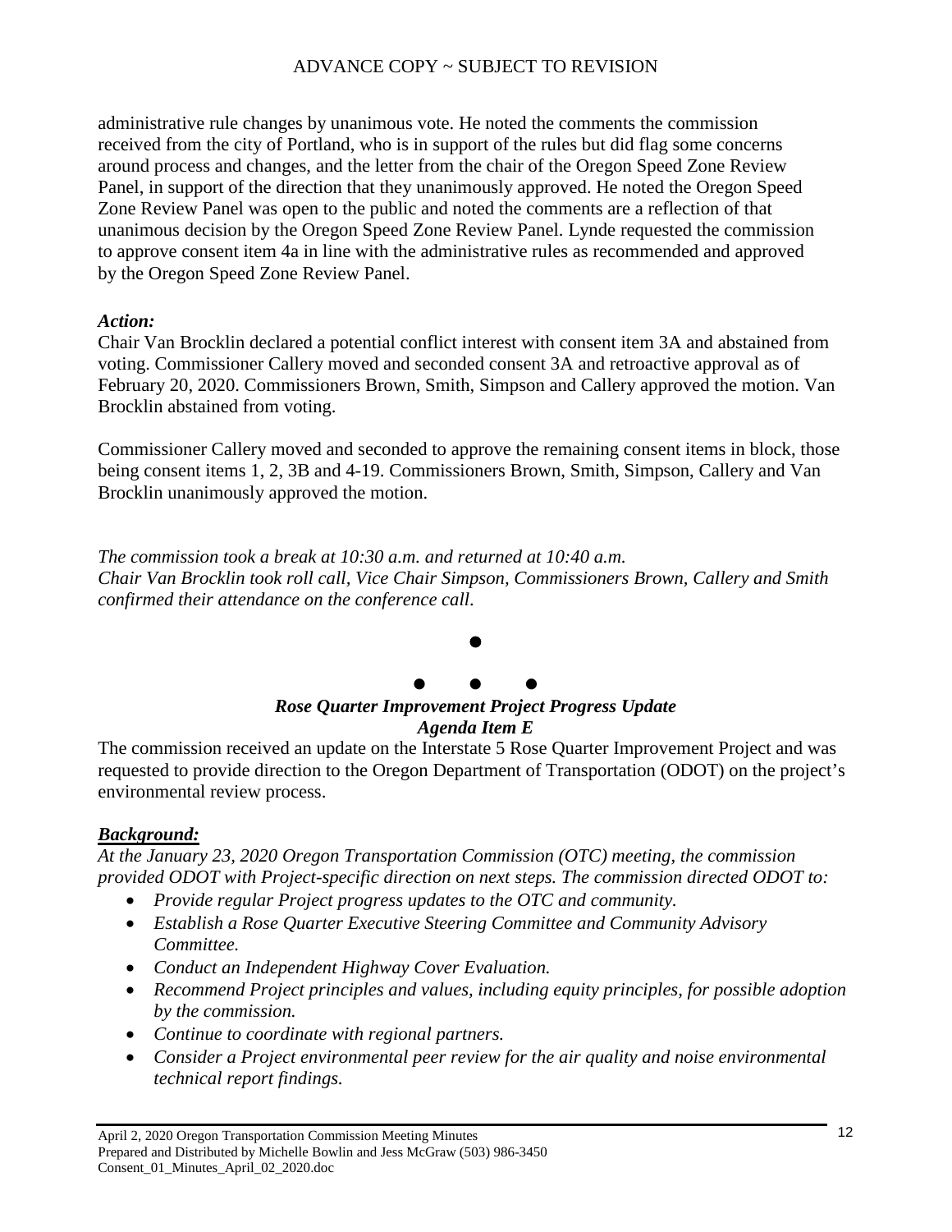administrative rule changes by unanimous vote. He noted the comments the commission received from the city of Portland, who is in support of the rules but did flag some concerns around process and changes, and the letter from the chair of the Oregon Speed Zone Review Panel, in support of the direction that they unanimously approved. He noted the Oregon Speed Zone Review Panel was open to the public and noted the comments are a reflection of that unanimous decision by the Oregon Speed Zone Review Panel. Lynde requested the commission to approve consent item 4a in line with the administrative rules as recommended and approved by the Oregon Speed Zone Review Panel.

***Action:***

Chair Van Brocklin declared a potential conflict interest with consent item 3A and abstained from voting. Commissioner Callery moved and seconded consent 3A and retroactive approval as of February 20, 2020. Commissioners Brown, Smith, Simpson and Callery approved the motion. Van Brocklin abstained from voting.

Commissioner Callery moved and seconded to approve the remaining consent items in block, those being consent items 1, 2, 3B and 4-19. Commissioners Brown, Smith, Simpson, Callery and Van Brocklin unanimously approved the motion.

*The commission took a break at 10:30 a.m. and returned at 10:40 a.m.*
*Chair Van Brocklin took roll call, Vice Chair Simpson, Commissioners Brown, Callery and Smith confirmed their attendance on the conference call.*

●

● ● ●

***Rose Quarter Improvement Project Progress Update***
***Agenda Item E***

The commission received an update on the Interstate 5 Rose Quarter Improvement Project and was requested to provide direction to the Oregon Department of Transportation (ODOT) on the project's environmental review process.

***Background:***

*At the January 23, 2020 Oregon Transportation Commission (OTC) meeting, the commission provided ODOT with Project-specific direction on next steps. The commission directed ODOT to:*

- *Provide regular Project progress updates to the OTC and community.*
- *Establish a Rose Quarter Executive Steering Committee and Community Advisory Committee.*
- *Conduct an Independent Highway Cover Evaluation.*
- *Recommend Project principles and values, including equity principles, for possible adoption by the commission.*
- *Continue to coordinate with regional partners.*
- *Consider a Project environmental peer review for the air quality and noise environmental technical report findings.*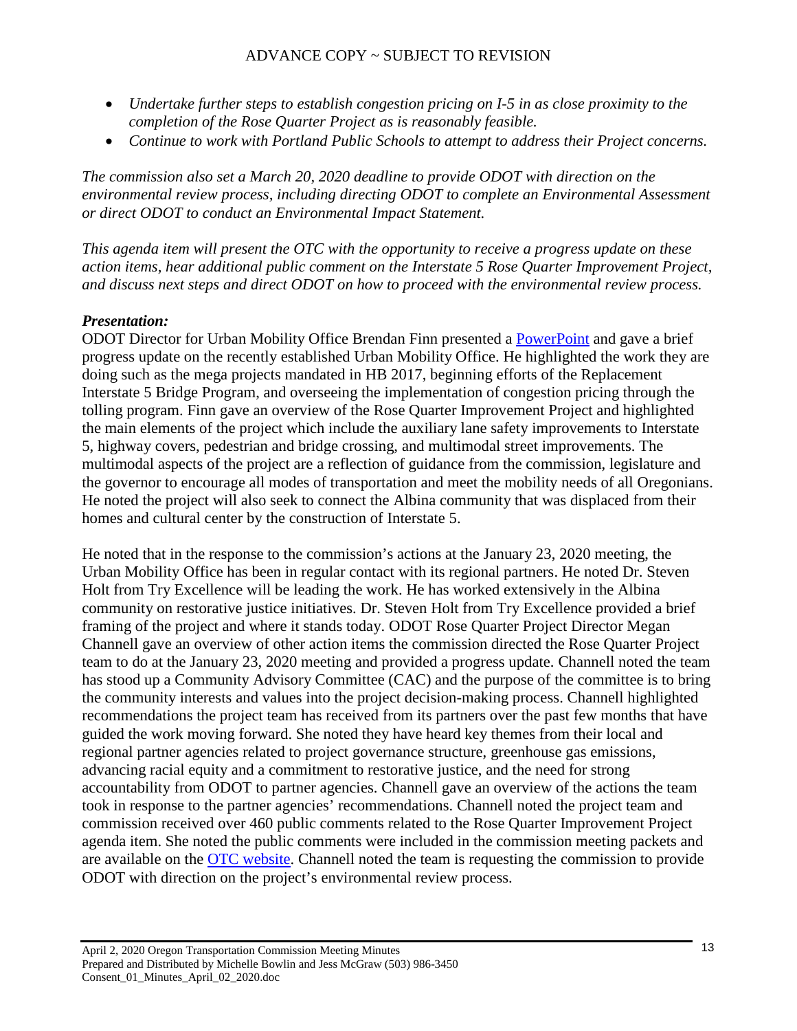- *Undertake further steps to establish congestion pricing on I-5 in as close proximity to the completion of the Rose Quarter Project as is reasonably feasible.*
- *Continue to work with Portland Public Schools to attempt to address their Project concerns.*

*The commission also set a March 20, 2020 deadline to provide ODOT with direction on the environmental review process, including directing ODOT to complete an Environmental Assessment or direct ODOT to conduct an Environmental Impact Statement.*

*This agenda item will present the OTC with the opportunity to receive a progress update on these action items, hear additional public comment on the Interstate 5 Rose Quarter Improvement Project, and discuss next steps and direct ODOT on how to proceed with the environmental review process.*

***Presentation:***

ODOT Director for Urban Mobility Office Brendan Finn presented a PowerPoint and gave a brief progress update on the recently established Urban Mobility Office. He highlighted the work they are doing such as the mega projects mandated in HB 2017, beginning efforts of the Replacement Interstate 5 Bridge Program, and overseeing the implementation of congestion pricing through the tolling program. Finn gave an overview of the Rose Quarter Improvement Project and highlighted the main elements of the project which include the auxiliary lane safety improvements to Interstate 5, highway covers, pedestrian and bridge crossing, and multimodal street improvements. The multimodal aspects of the project are a reflection of guidance from the commission, legislature and the governor to encourage all modes of transportation and meet the mobility needs of all Oregonians. He noted the project will also seek to connect the Albina community that was displaced from their homes and cultural center by the construction of Interstate 5.

He noted that in the response to the commission's actions at the January 23, 2020 meeting, the Urban Mobility Office has been in regular contact with its regional partners. He noted Dr. Steven Holt from Try Excellence will be leading the work. He has worked extensively in the Albina community on restorative justice initiatives. Dr. Steven Holt from Try Excellence provided a brief framing of the project and where it stands today. ODOT Rose Quarter Project Director Megan Channell gave an overview of other action items the commission directed the Rose Quarter Project team to do at the January 23, 2020 meeting and provided a progress update. Channell noted the team has stood up a Community Advisory Committee (CAC) and the purpose of the committee is to bring the community interests and values into the project decision-making process. Channell highlighted recommendations the project team has received from its partners over the past few months that have guided the work moving forward. She noted they have heard key themes from their local and regional partner agencies related to project governance structure, greenhouse gas emissions, advancing racial equity and a commitment to restorative justice, and the need for strong accountability from ODOT to partner agencies. Channell gave an overview of the actions the team took in response to the partner agencies' recommendations. Channell noted the project team and commission received over 460 public comments related to the Rose Quarter Improvement Project agenda item. She noted the public comments were included in the commission meeting packets and are available on the OTC website. Channell noted the team is requesting the commission to provide ODOT with direction on the project's environmental review process.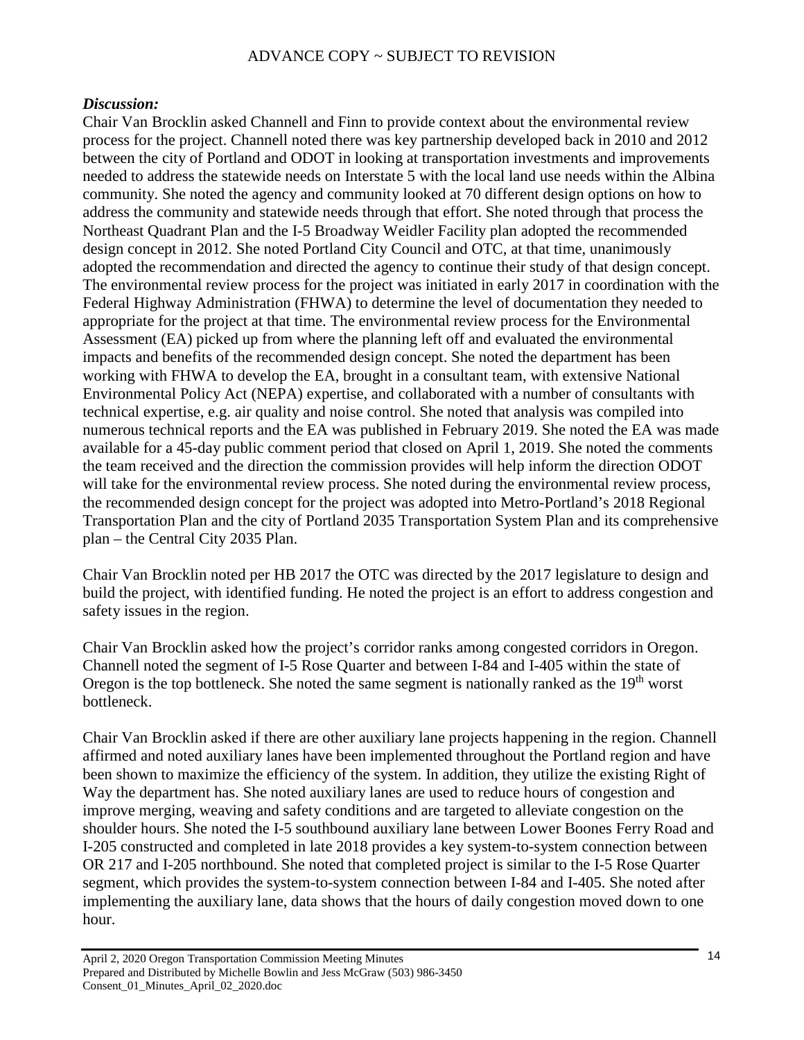ADVANCE COPY ~ SUBJECT TO REVISION

***Discussion:***

Chair Van Brocklin asked Channell and Finn to provide context about the environmental review process for the project. Channell noted there was key partnership developed back in 2010 and 2012 between the city of Portland and ODOT in looking at transportation investments and improvements needed to address the statewide needs on Interstate 5 with the local land use needs within the Albina community. She noted the agency and community looked at 70 different design options on how to address the community and statewide needs through that effort. She noted through that process the Northeast Quadrant Plan and the I-5 Broadway Weidler Facility plan adopted the recommended design concept in 2012. She noted Portland City Council and OTC, at that time, unanimously adopted the recommendation and directed the agency to continue their study of that design concept. The environmental review process for the project was initiated in early 2017 in coordination with the Federal Highway Administration (FHWA) to determine the level of documentation they needed to appropriate for the project at that time. The environmental review process for the Environmental Assessment (EA) picked up from where the planning left off and evaluated the environmental impacts and benefits of the recommended design concept. She noted the department has been working with FHWA to develop the EA, brought in a consultant team, with extensive National Environmental Policy Act (NEPA) expertise, and collaborated with a number of consultants with technical expertise, e.g. air quality and noise control. She noted that analysis was compiled into numerous technical reports and the EA was published in February 2019. She noted the EA was made available for a 45-day public comment period that closed on April 1, 2019. She noted the comments the team received and the direction the commission provides will help inform the direction ODOT will take for the environmental review process. She noted during the environmental review process, the recommended design concept for the project was adopted into Metro-Portland's 2018 Regional Transportation Plan and the city of Portland 2035 Transportation System Plan and its comprehensive plan – the Central City 2035 Plan.

Chair Van Brocklin noted per HB 2017 the OTC was directed by the 2017 legislature to design and build the project, with identified funding. He noted the project is an effort to address congestion and safety issues in the region.

Chair Van Brocklin asked how the project's corridor ranks among congested corridors in Oregon. Channell noted the segment of I-5 Rose Quarter and between I-84 and I-405 within the state of Oregon is the top bottleneck. She noted the same segment is nationally ranked as the 19th worst bottleneck.

Chair Van Brocklin asked if there are other auxiliary lane projects happening in the region. Channell affirmed and noted auxiliary lanes have been implemented throughout the Portland region and have been shown to maximize the efficiency of the system. In addition, they utilize the existing Right of Way the department has. She noted auxiliary lanes are used to reduce hours of congestion and improve merging, weaving and safety conditions and are targeted to alleviate congestion on the shoulder hours. She noted the I-5 southbound auxiliary lane between Lower Boones Ferry Road and I-205 constructed and completed in late 2018 provides a key system-to-system connection between OR 217 and I-205 northbound. She noted that completed project is similar to the I-5 Rose Quarter segment, which provides the system-to-system connection between I-84 and I-405. She noted after implementing the auxiliary lane, data shows that the hours of daily congestion moved down to one hour.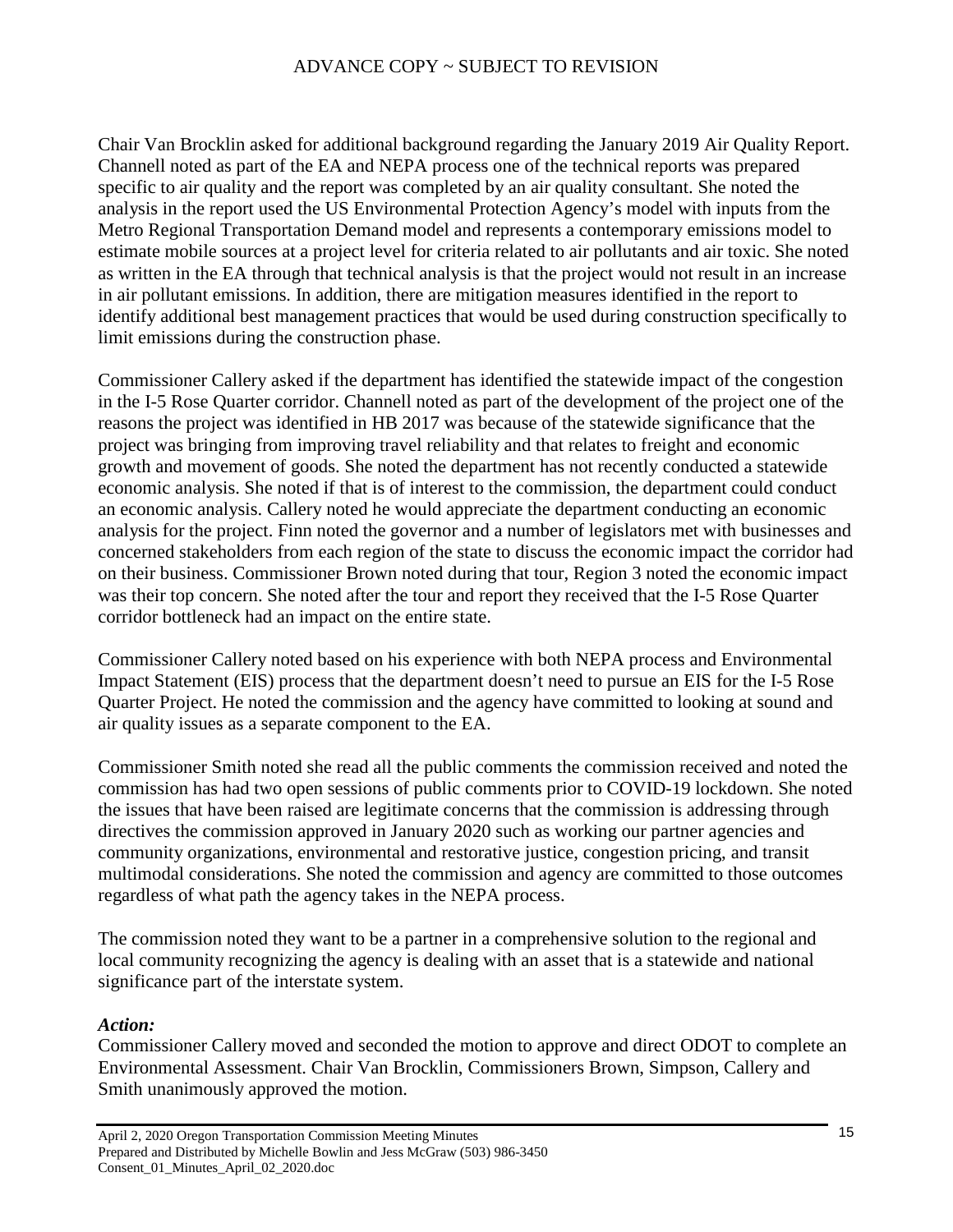Chair Van Brocklin asked for additional background regarding the January 2019 Air Quality Report. Channell noted as part of the EA and NEPA process one of the technical reports was prepared specific to air quality and the report was completed by an air quality consultant. She noted the analysis in the report used the US Environmental Protection Agency's model with inputs from the Metro Regional Transportation Demand model and represents a contemporary emissions model to estimate mobile sources at a project level for criteria related to air pollutants and air toxic. She noted as written in the EA through that technical analysis is that the project would not result in an increase in air pollutant emissions. In addition, there are mitigation measures identified in the report to identify additional best management practices that would be used during construction specifically to limit emissions during the construction phase.

Commissioner Callery asked if the department has identified the statewide impact of the congestion in the I-5 Rose Quarter corridor. Channell noted as part of the development of the project one of the reasons the project was identified in HB 2017 was because of the statewide significance that the project was bringing from improving travel reliability and that relates to freight and economic growth and movement of goods. She noted the department has not recently conducted a statewide economic analysis. She noted if that is of interest to the commission, the department could conduct an economic analysis. Callery noted he would appreciate the department conducting an economic analysis for the project. Finn noted the governor and a number of legislators met with businesses and concerned stakeholders from each region of the state to discuss the economic impact the corridor had on their business. Commissioner Brown noted during that tour, Region 3 noted the economic impact was their top concern. She noted after the tour and report they received that the I-5 Rose Quarter corridor bottleneck had an impact on the entire state.

Commissioner Callery noted based on his experience with both NEPA process and Environmental Impact Statement (EIS) process that the department doesn't need to pursue an EIS for the I-5 Rose Quarter Project. He noted the commission and the agency have committed to looking at sound and air quality issues as a separate component to the EA.

Commissioner Smith noted she read all the public comments the commission received and noted the commission has had two open sessions of public comments prior to COVID-19 lockdown. She noted the issues that have been raised are legitimate concerns that the commission is addressing through directives the commission approved in January 2020 such as working our partner agencies and community organizations, environmental and restorative justice, congestion pricing, and transit multimodal considerations. She noted the commission and agency are committed to those outcomes regardless of what path the agency takes in the NEPA process.

The commission noted they want to be a partner in a comprehensive solution to the regional and local community recognizing the agency is dealing with an asset that is a statewide and national significance part of the interstate system.

***Action:***

Commissioner Callery moved and seconded the motion to approve and direct ODOT to complete an Environmental Assessment. Chair Van Brocklin, Commissioners Brown, Simpson, Callery and Smith unanimously approved the motion.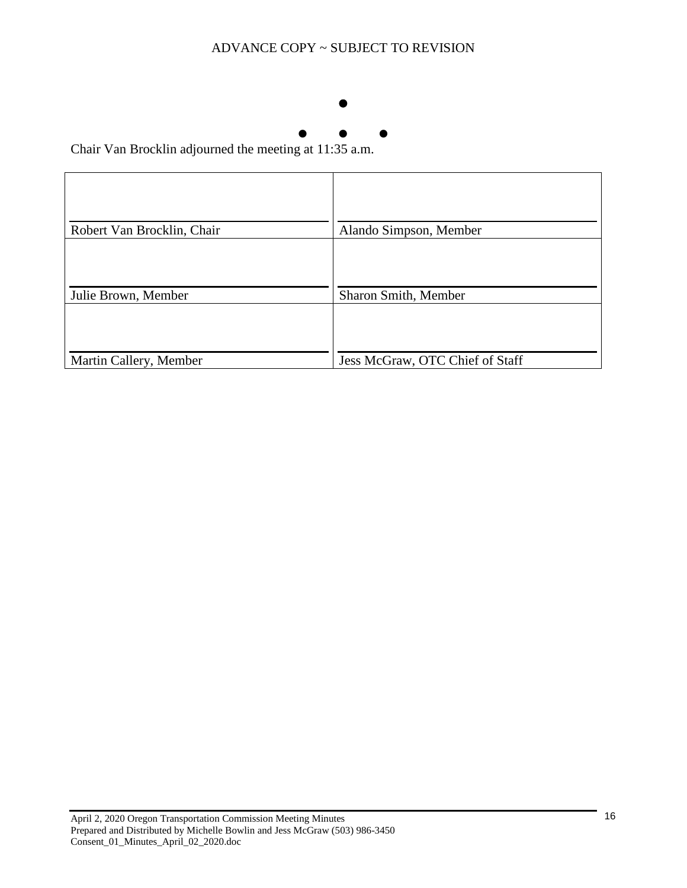●

● ● ●

Chair Van Brocklin adjourned the meeting at 11:35 a.m.

| | |
|---|---|
| Robert Van Brocklin, Chair | Alando Simpson, Member |
| Julie Brown, Member | Sharon Smith, Member |
| Martin Callery, Member | Jess McGraw, OTC Chief of Staff |